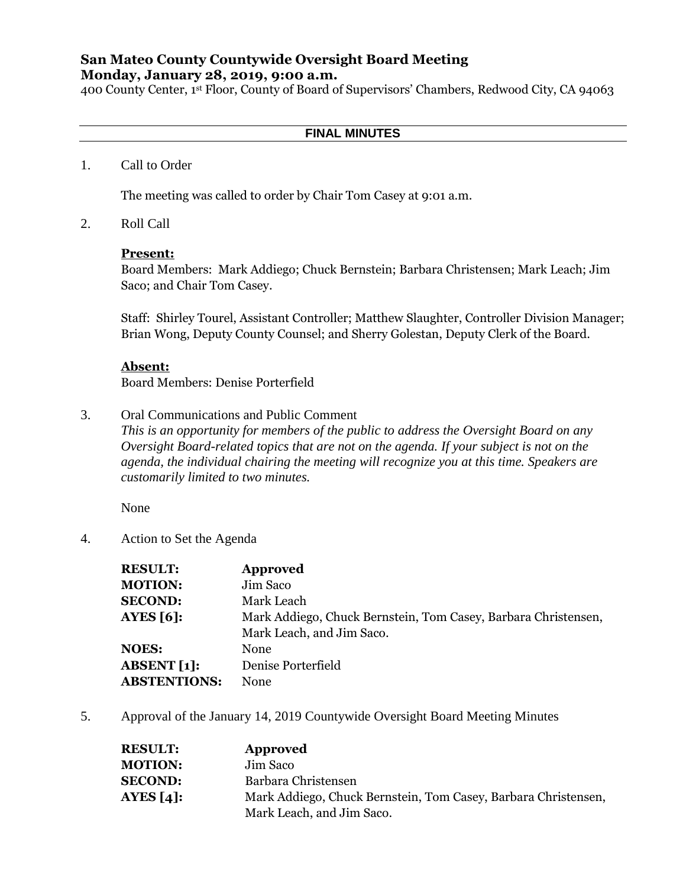# San Mateo County Countywide Oversight Board Meeting

**Monday, January 28, 2019, 9:00 a.m.**

400 County Center, 1st Floor, County of Board of Supervisors' Chambers, Redwood City, CA 94063

---

**FINAL MINUTES**

---

1. Call to Order

   The meeting was called to order by Chair Tom Casey at 9:01 a.m.

2. Roll Call

   **Present:**
   Board Members: Mark Addiego; Chuck Bernstein; Barbara Christensen; Mark Leach; Jim Saco; and Chair Tom Casey.

   Staff: Shirley Tourel, Assistant Controller; Matthew Slaughter, Controller Division Manager; Brian Wong, Deputy County Counsel; and Sherry Golestan, Deputy Clerk of the Board.

   **Absent:**
   Board Members: Denise Porterfield

3. Oral Communications and Public Comment
   *This is an opportunity for members of the public to address the Oversight Board on any Oversight Board-related topics that are not on the agenda. If your subject is not on the agenda, the individual chairing the meeting will recognize you at this time. Speakers are customarily limited to two minutes.*

   None

4. Action to Set the Agenda

| | |
|---|---|
| **RESULT:** | **Approved** |
| **MOTION:** | Jim Saco |
| **SECOND:** | Mark Leach |
| **AYES [6]:** | Mark Addiego, Chuck Bernstein, Tom Casey, Barbara Christensen, Mark Leach, and Jim Saco. |
| **NOES:** | None |
| **ABSENT [1]:** | Denise Porterfield |
| **ABSTENTIONS:** | None |

5. Approval of the January 14, 2019 Countywide Oversight Board Meeting Minutes

| | |
|---|---|
| **RESULT:** | **Approved** |
| **MOTION:** | Jim Saco |
| **SECOND:** | Barbara Christensen |
| **AYES [4]:** | Mark Addiego, Chuck Bernstein, Tom Casey, Barbara Christensen, Mark Leach, and Jim Saco. |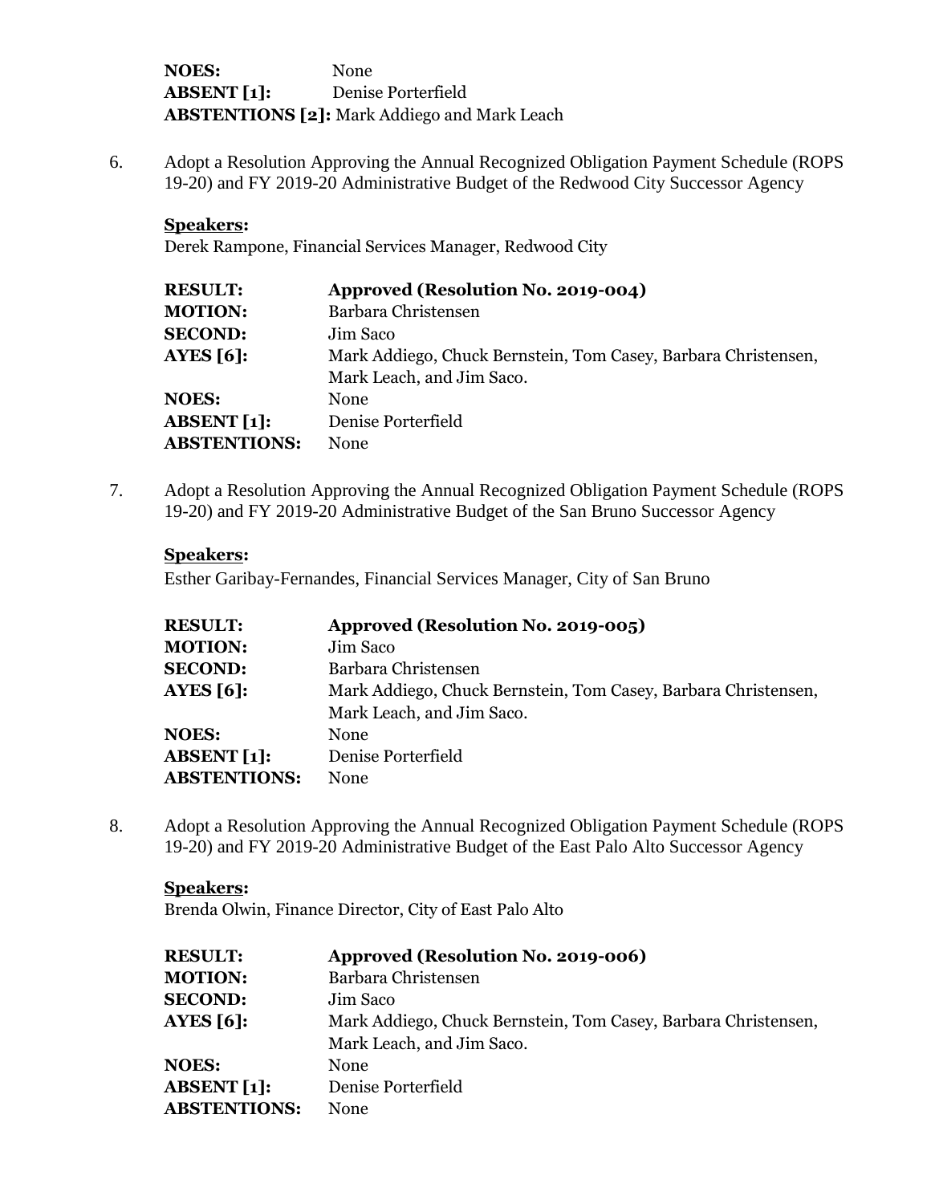**NOES:** None
**ABSENT [1]:** Denise Porterfield
**ABSTENTIONS [2]:** Mark Addiego and Mark Leach

6. Adopt a Resolution Approving the Annual Recognized Obligation Payment Schedule (ROPS 19-20) and FY 2019-20 Administrative Budget of the Redwood City Successor Agency

**Speakers:**
Derek Rampone, Financial Services Manager, Redwood City

| | |
|---|---|
| **RESULT:** | **Approved (Resolution No. 2019-004)** |
| **MOTION:** | Barbara Christensen |
| **SECOND:** | Jim Saco |
| **AYES [6]:** | Mark Addiego, Chuck Bernstein, Tom Casey, Barbara Christensen, Mark Leach, and Jim Saco. |
| **NOES:** | None |
| **ABSENT [1]:** | Denise Porterfield |
| **ABSTENTIONS:** | None |

7. Adopt a Resolution Approving the Annual Recognized Obligation Payment Schedule (ROPS 19-20) and FY 2019-20 Administrative Budget of the San Bruno Successor Agency

**Speakers:**
Esther Garibay-Fernandes, Financial Services Manager, City of San Bruno

| | |
|---|---|
| **RESULT:** | **Approved (Resolution No. 2019-005)** |
| **MOTION:** | Jim Saco |
| **SECOND:** | Barbara Christensen |
| **AYES [6]:** | Mark Addiego, Chuck Bernstein, Tom Casey, Barbara Christensen, Mark Leach, and Jim Saco. |
| **NOES:** | None |
| **ABSENT [1]:** | Denise Porterfield |
| **ABSTENTIONS:** | None |

8. Adopt a Resolution Approving the Annual Recognized Obligation Payment Schedule (ROPS 19-20) and FY 2019-20 Administrative Budget of the East Palo Alto Successor Agency

**Speakers:**
Brenda Olwin, Finance Director, City of East Palo Alto

| | |
|---|---|
| **RESULT:** | **Approved (Resolution No. 2019-006)** |
| **MOTION:** | Barbara Christensen |
| **SECOND:** | Jim Saco |
| **AYES [6]:** | Mark Addiego, Chuck Bernstein, Tom Casey, Barbara Christensen, Mark Leach, and Jim Saco. |
| **NOES:** | None |
| **ABSENT [1]:** | Denise Porterfield |
| **ABSTENTIONS:** | None |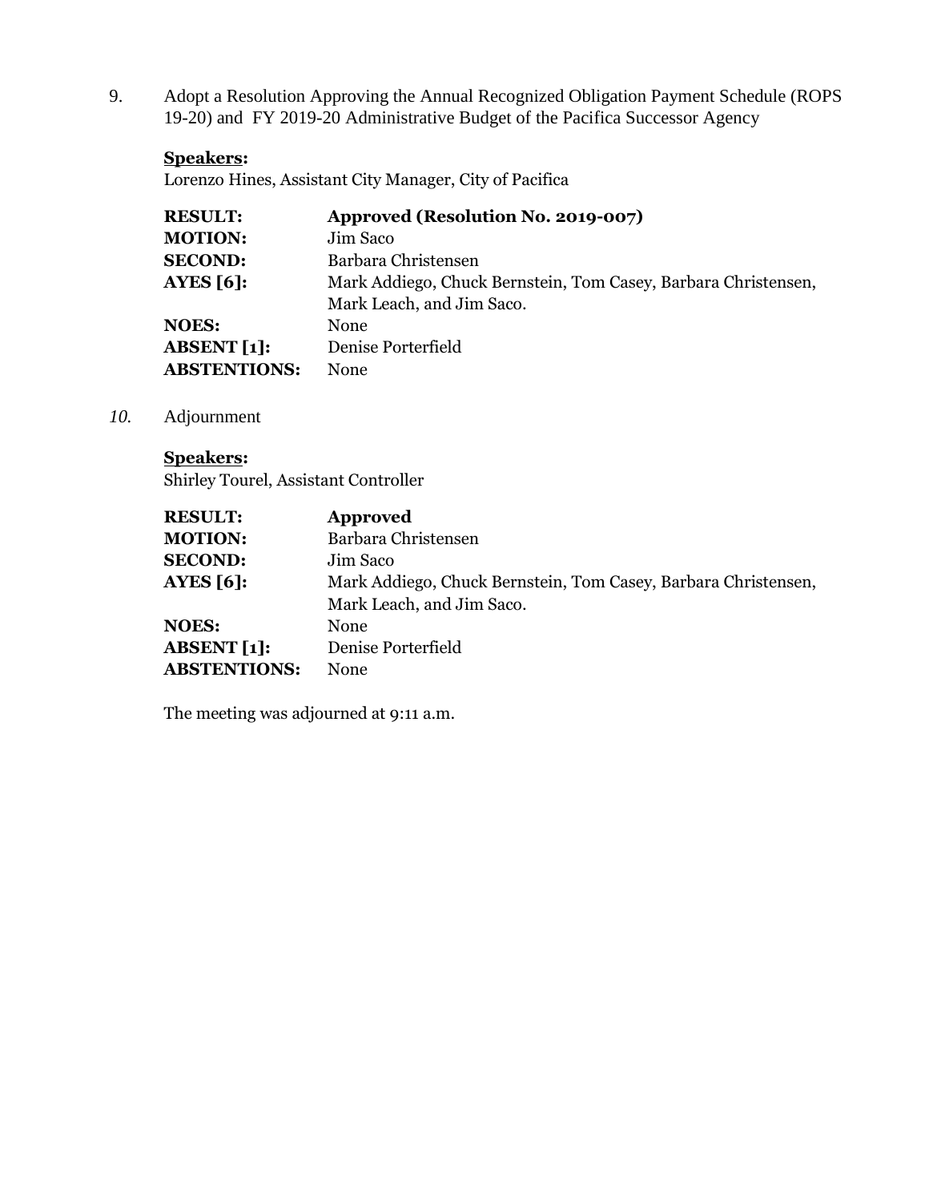9. Adopt a Resolution Approving the Annual Recognized Obligation Payment Schedule (ROPS 19-20) and FY 2019-20 Administrative Budget of the Pacifica Successor Agency

**Speakers:**
Lorenzo Hines, Assistant City Manager, City of Pacifica

| | |
|---|---|
| **RESULT:** | **Approved (Resolution No. 2019-007)** |
| **MOTION:** | Jim Saco |
| **SECOND:** | Barbara Christensen |
| **AYES [6]:** | Mark Addiego, Chuck Bernstein, Tom Casey, Barbara Christensen, Mark Leach, and Jim Saco. |
| **NOES:** | None |
| **ABSENT [1]:** | Denise Porterfield |
| **ABSTENTIONS:** | None |

*10.* Adjournment

**Speakers:**
Shirley Tourel, Assistant Controller

| | |
|---|---|
| **RESULT:** | **Approved** |
| **MOTION:** | Barbara Christensen |
| **SECOND:** | Jim Saco |
| **AYES [6]:** | Mark Addiego, Chuck Bernstein, Tom Casey, Barbara Christensen, Mark Leach, and Jim Saco. |
| **NOES:** | None |
| **ABSENT [1]:** | Denise Porterfield |
| **ABSTENTIONS:** | None |

The meeting was adjourned at 9:11 a.m.